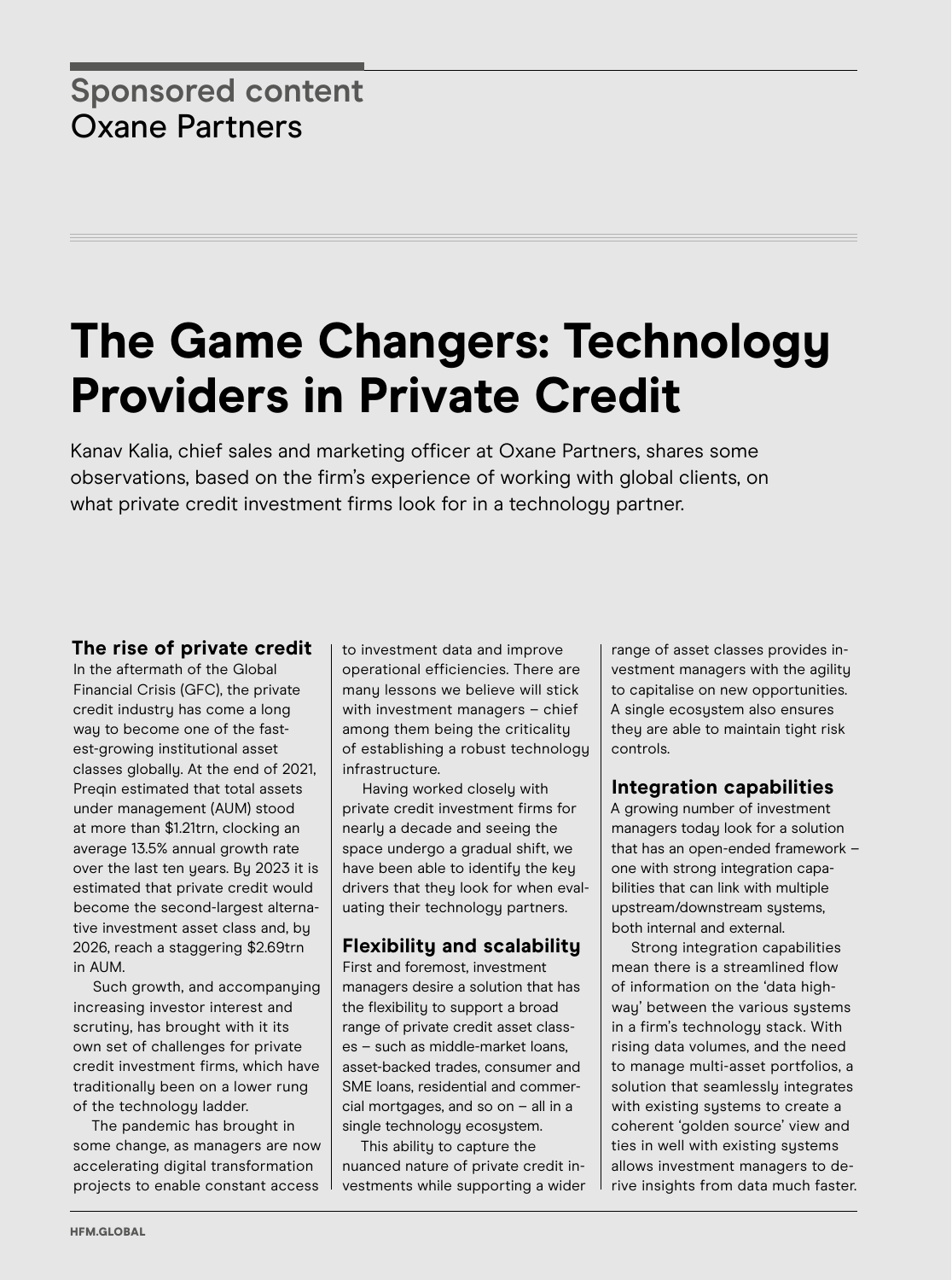Sponsored content
Oxane Partners

# The Game Changers: Technology Providers in Private Credit

Kanav Kalia, chief sales and marketing officer at Oxane Partners, shares some observations, based on the firm's experience of working with global clients, on what private credit investment firms look for in a technology partner.

## The rise of private credit

In the aftermath of the Global Financial Crisis (GFC), the private credit industry has come a long way to become one of the fastest-growing institutional asset classes globally. At the end of 2021, Preqin estimated that total assets under management (AUM) stood at more than $1.21trn, clocking an average 13.5% annual growth rate over the last ten years. By 2023 it is estimated that private credit would become the second-largest alternative investment asset class and, by 2026, reach a staggering $2.69trn in AUM.

Such growth, and accompanying increasing investor interest and scrutiny, has brought with it its own set of challenges for private credit investment firms, which have traditionally been on a lower rung of the technology ladder.

The pandemic has brought in some change, as managers are now accelerating digital transformation projects to enable constant access to investment data and improve operational efficiencies. There are many lessons we believe will stick with investment managers – chief among them being the criticality of establishing a robust technology infrastructure.

Having worked closely with private credit investment firms for nearly a decade and seeing the space undergo a gradual shift, we have been able to identify the key drivers that they look for when evaluating their technology partners.

## Flexibility and scalability

First and foremost, investment managers desire a solution that has the flexibility to support a broad range of private credit asset classes – such as middle-market loans, asset-backed trades, consumer and SME loans, residential and commercial mortgages, and so on – all in a single technology ecosystem.

This ability to capture the nuanced nature of private credit investments while supporting a wider range of asset classes provides investment managers with the agility to capitalise on new opportunities. A single ecosystem also ensures they are able to maintain tight risk controls.

## Integration capabilities

A growing number of investment managers today look for a solution that has an open-ended framework – one with strong integration capabilities that can link with multiple upstream/downstream systems, both internal and external.

Strong integration capabilities mean there is a streamlined flow of information on the 'data highway' between the various systems in a firm's technology stack. With rising data volumes, and the need to manage multi-asset portfolios, a solution that seamlessly integrates with existing systems to create a coherent 'golden source' view and ties in well with existing systems allows investment managers to derive insights from data much faster.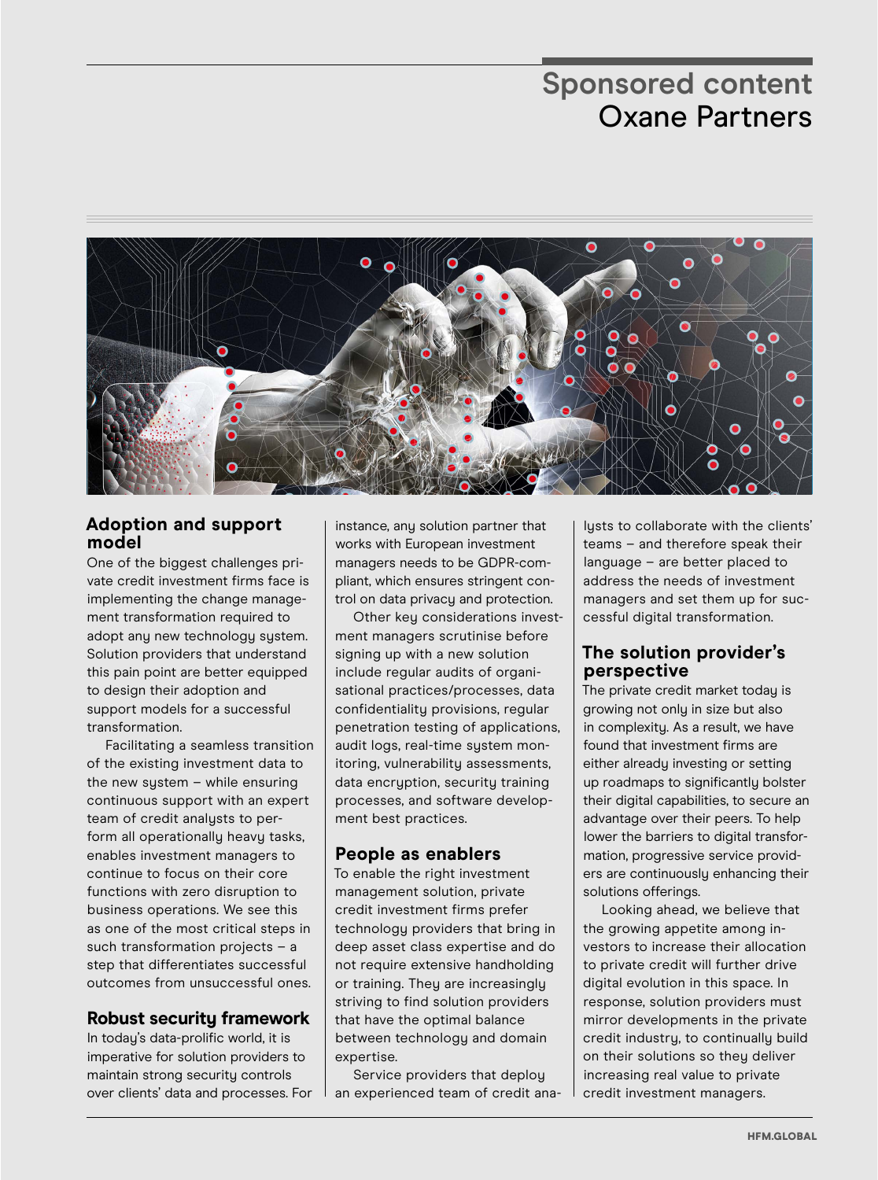Sponsored content
Oxane Partners

## Adoption and support model

One of the biggest challenges private credit investment firms face is implementing the change management transformation required to adopt any new technology system. Solution providers that understand this pain point are better equipped to design their adoption and support models for a successful transformation.

Facilitating a seamless transition of the existing investment data to the new system – while ensuring continuous support with an expert team of credit analysts to perform all operationally heavy tasks, enables investment managers to continue to focus on their core functions with zero disruption to business operations. We see this as one of the most critical steps in such transformation projects – a step that differentiates successful outcomes from unsuccessful ones.

## Robust security framework

In today's data-prolific world, it is imperative for solution providers to maintain strong security controls over clients' data and processes. For instance, any solution partner that works with European investment managers needs to be GDPR-compliant, which ensures stringent control on data privacy and protection.

Other key considerations investment managers scrutinise before signing up with a new solution include regular audits of organisational practices/processes, data confidentiality provisions, regular penetration testing of applications, audit logs, real-time system monitoring, vulnerability assessments, data encryption, security training processes, and software development best practices.

## People as enablers

To enable the right investment management solution, private credit investment firms prefer technology providers that bring in deep asset class expertise and do not require extensive handholding or training. They are increasingly striving to find solution providers that have the optimal balance between technology and domain expertise.

Service providers that deploy an experienced team of credit analysts to collaborate with the clients' teams – and therefore speak their language – are better placed to address the needs of investment managers and set them up for successful digital transformation.

## The solution provider's perspective

The private credit market today is growing not only in size but also in complexity. As a result, we have found that investment firms are either already investing or setting up roadmaps to significantly bolster their digital capabilities, to secure an advantage over their peers. To help lower the barriers to digital transformation, progressive service providers are continuously enhancing their solutions offerings.

Looking ahead, we believe that the growing appetite among investors to increase their allocation to private credit will further drive digital evolution in this space. In response, solution providers must mirror developments in the private credit industry, to continually build on their solutions so they deliver increasing real value to private credit investment managers.